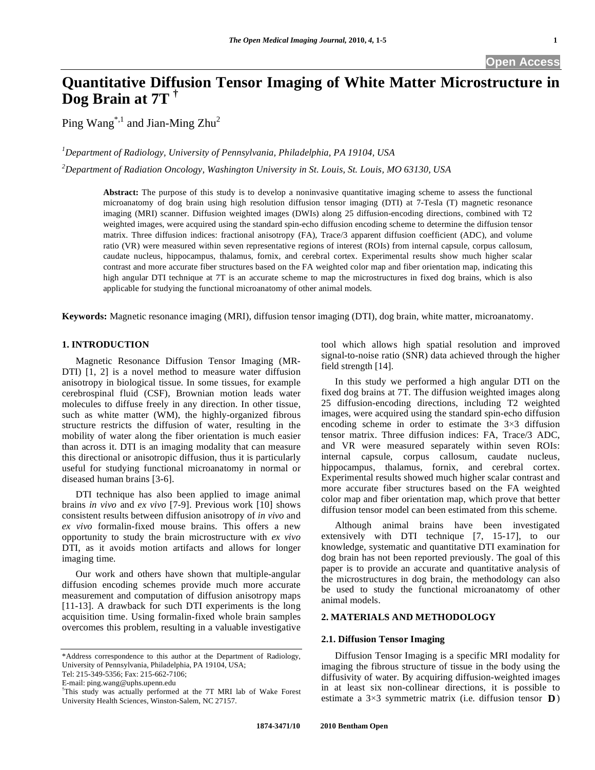# Quantitative Diffusion Tensor Imaging of White Matter Microstructure in Dog Brain at 7T [†]

Ping Wang[*,1] and Jian-Ming Zhu[2]

[1]*Department of Radiology, University of Pennsylvania, Philadelphia, PA 19104, USA*

[2]*Department of Radiation Oncology, Washington University in St. Louis, St. Louis, MO 63130, USA*

**Abstract:** The purpose of this study is to develop a noninvasive quantitative imaging scheme to assess the functional microanatomy of dog brain using high resolution diffusion tensor imaging (DTI) at 7-Tesla (T) magnetic resonance imaging (MRI) scanner. Diffusion weighted images (DWIs) along 25 diffusion-encoding directions, combined with T2 weighted images, were acquired using the standard spin-echo diffusion encoding scheme to determine the diffusion tensor matrix. Three diffusion indices: fractional anisotropy (FA), Trace/3 apparent diffusion coefficient (ADC), and volume ratio (VR) were measured within seven representative regions of interest (ROIs) from internal capsule, corpus callosum, caudate nucleus, hippocampus, thalamus, fornix, and cerebral cortex. Experimental results show much higher scalar contrast and more accurate fiber structures based on the FA weighted color map and fiber orientation map, indicating this high angular DTI technique at 7T is an accurate scheme to map the microstructures in fixed dog brains, which is also applicable for studying the functional microanatomy of other animal models.

**Keywords:** Magnetic resonance imaging (MRI), diffusion tensor imaging (DTI), dog brain, white matter, microanatomy.

## 1. INTRODUCTION

Magnetic Resonance Diffusion Tensor Imaging (MR-DTI) [1, 2] is a novel method to measure water diffusion anisotropy in biological tissue. In some tissues, for example cerebrospinal fluid (CSF), Brownian motion leads water molecules to diffuse freely in any direction. In other tissue, such as white matter (WM), the highly-organized fibrous structure restricts the diffusion of water, resulting in the mobility of water along the fiber orientation is much easier than across it. DTI is an imaging modality that can measure this directional or anisotropic diffusion, thus it is particularly useful for studying functional microanatomy in normal or diseased human brains [3-6].

DTI technique has also been applied to image animal brains *in vivo* and *ex vivo* [7-9]. Previous work [10] shows consistent results between diffusion anisotropy of *in vivo* and *ex vivo* formalin-fixed mouse brains. This offers a new opportunity to study the brain microstructure with *ex vivo* DTI, as it avoids motion artifacts and allows for longer imaging time.

Our work and others have shown that multiple-angular diffusion encoding schemes provide much more accurate measurement and computation of diffusion anisotropy maps [11-13]. A drawback for such DTI experiments is the long acquisition time. Using formalin-fixed whole brain samples overcomes this problem, resulting in a valuable investigative tool which allows high spatial resolution and improved signal-to-noise ratio (SNR) data achieved through the higher field strength [14].

In this study we performed a high angular DTI on the fixed dog brains at 7T. The diffusion weighted images along 25 diffusion-encoding directions, including T2 weighted images, were acquired using the standard spin-echo diffusion encoding scheme in order to estimate the 3×3 diffusion tensor matrix. Three diffusion indices: FA, Trace/3 ADC, and VR were measured separately within seven ROIs: internal capsule, corpus callosum, caudate nucleus, hippocampus, thalamus, fornix, and cerebral cortex. Experimental results showed much higher scalar contrast and more accurate fiber structures based on the FA weighted color map and fiber orientation map, which prove that better diffusion tensor model can been estimated from this scheme.

Although animal brains have been investigated extensively with DTI technique [7, 15-17], to our knowledge, systematic and quantitative DTI examination for dog brain has not been reported previously. The goal of this paper is to provide an accurate and quantitative analysis of the microstructures in dog brain, the methodology can also be used to study the functional microanatomy of other animal models.

## 2. MATERIALS AND METHODOLOGY

### 2.1. Diffusion Tensor Imaging

Diffusion Tensor Imaging is a specific MRI modality for imaging the fibrous structure of tissue in the body using the diffusivity of water. By acquiring diffusion-weighted images in at least six non-collinear directions, it is possible to estimate a 3×3 symmetric matrix (i.e. diffusion tensor $\mathbf{D}$)

---

*Address correspondence to this author at the Department of Radiology, University of Pennsylvania, Philadelphia, PA 19104, USA;
Tel: 215-349-5356; Fax: 215-662-7106;
E-mail: ping.wang@uphs.upenn.edu

[†]This study was actually performed at the 7T MRI lab of Wake Forest University Health Sciences, Winston-Salem, NC 27157.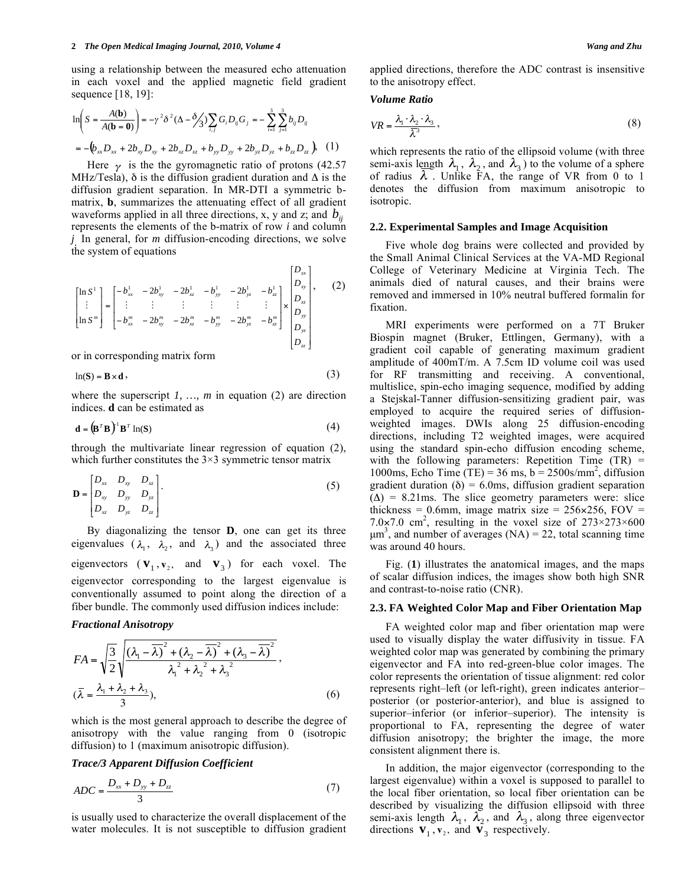using a relationship between the measured echo attenuation in each voxel and the applied magnetic field gradient sequence [18, 19]:

$$\ln\left(S = \frac{A(\mathbf{b})}{A(\mathbf{b}=\mathbf{0})}\right) = -\gamma^2\delta^2(\Delta - \delta/3)\sum_{i,j} G_i D_{ij} G_j = -\sum_{i=1}^{3}\sum_{j=1}^{3} b_{ij} D_{ij}$$

$$= -\left(b_{xx}D_{xx} + 2b_{xy}D_{xy} + 2b_{xz}D_{xz} + b_{yy}D_{yy} + 2b_{yz}D_{yz} + b_{zz}D_{zz}\right). \quad (1)$$

Here $\gamma$ is the gyromagnetic ratio of protons (42.57 MHz/Tesla), $\delta$ is the diffusion gradient duration and $\Delta$ is the diffusion gradient separation. In MR-DTI a symmetric b-matrix, **b**, summarizes the attenuating effect of all gradient waveforms applied in all three directions, x, y and z; and $b_{ij}$ represents the elements of the b-matrix of row *i* and column *j*. In general, for *m* diffusion-encoding directions, we solve the system of equations

$$\begin{bmatrix} \ln S^1 \\ \vdots \\ \ln S^m \end{bmatrix} = \begin{bmatrix} -b_{xx}^1 & -2b_{xy}^1 & -2b_{xz}^1 & -b_{yy}^1 & -2b_{yz}^1 & -b_{zz}^1 \\ \vdots & \vdots & \vdots & \vdots & \vdots & \vdots \\ -b_{xx}^m & -2b_{xy}^m & -2b_{xz}^m & -b_{yy}^m & -2b_{yz}^m & -b_{zz}^m \end{bmatrix} \times \begin{bmatrix} D_{xx} \\ D_{xy} \\ D_{xz} \\ D_{yy} \\ D_{yz} \\ D_{zz} \end{bmatrix}, \quad (2)$$

or in corresponding matrix form

$$\ln(\mathbf{S}) = \mathbf{B} \times \mathbf{d}, \quad (3)$$

where the superscript *1, …, m* in equation (2) are direction indices. **d** can be estimated as

$$\mathbf{d} = \left(\mathbf{B}^T\mathbf{B}\right)^{-1}\mathbf{B}^T\ln(\mathbf{S}) \quad (4)$$

through the multivariate linear regression of equation (2), which further constitutes the 3×3 symmetric tensor matrix

$$\mathbf{D} = \begin{bmatrix} D_{xx} & D_{xy} & D_{xz} \\ D_{xy} & D_{yy} & D_{yz} \\ D_{xz} & D_{yz} & D_{zz} \end{bmatrix}. \quad (5)$$

By diagonalizing the tensor **D**, one can get its three eigenvalues ($\lambda_1$, $\lambda_2$, and $\lambda_3$) and the associated three eigenvectors ($\mathbf{v}_1, \mathbf{v}_2$, and $\mathbf{v}_3$) for each voxel. The eigenvector corresponding to the largest eigenvalue is conventionally assumed to point along the direction of a fiber bundle. The commonly used diffusion indices include:

***Fractional Anisotropy***

$$FA = \sqrt{\frac{3}{2}}\sqrt{\frac{(\lambda_1 - \bar{\lambda})^2 + (\lambda_2 - \bar{\lambda})^2 + (\lambda_3 - \bar{\lambda})^2}{\lambda_1^2 + \lambda_2^2 + \lambda_3^2}},$$

$$(\bar{\lambda} = \frac{\lambda_1 + \lambda_2 + \lambda_3}{3}), \quad (6)$$

which is the most general approach to describe the degree of anisotropy with the value ranging from 0 (isotropic diffusion) to 1 (maximum anisotropic diffusion).

***Trace/3 Apparent Diffusion Coefficient***

$$ADC = \frac{D_{xx} + D_{yy} + D_{zz}}{3} \quad (7)$$

is usually used to characterize the overall displacement of the water molecules. It is not susceptible to diffusion gradient applied directions, therefore the ADC contrast is insensitive to the anisotropy effect.

***Volume Ratio***

$$VR = \frac{\lambda_1 \cdot \lambda_2 \cdot \lambda_3}{\bar{\lambda}^3}, \quad (8)$$

which represents the ratio of the ellipsoid volume (with three semi-axis length $\lambda_1$, $\lambda_2$, and $\lambda_3$) to the volume of a sphere of radius $\bar{\lambda}$. Unlike FA, the range of VR from 0 to 1 denotes the diffusion from maximum anisotropic to isotropic.

## 2.2. Experimental Samples and Image Acquisition

Five whole dog brains were collected and provided by the Small Animal Clinical Services at the VA-MD Regional College of Veterinary Medicine at Virginia Tech. The animals died of natural causes, and their brains were removed and immersed in 10% neutral buffered formalin for fixation.

MRI experiments were performed on a 7T Bruker Biospin magnet (Bruker, Ettlingen, Germany), with a gradient coil capable of generating maximum gradient amplitude of 400mT/m. A 7.5cm ID volume coil was used for RF transmitting and receiving. A conventional, multislice, spin-echo imaging sequence, modified by adding a Stejskal-Tanner diffusion-sensitizing gradient pair, was employed to acquire the required series of diffusion-weighted images. DWIs along 25 diffusion-encoding directions, including T2 weighted images, were acquired using the standard spin-echo diffusion encoding scheme, with the following parameters: Repetition Time (TR) = 1000ms, Echo Time (TE) = 36 ms, b = 2500s/mm$^2$, diffusion gradient duration ($\delta$) = 6.0ms, diffusion gradient separation ($\Delta$) = 8.21ms. The slice geometry parameters were: slice thickness = 0.6mm, image matrix size = 256×256, FOV = 7.0×7.0 cm$^2$, resulting in the voxel size of 273×273×600 μm$^3$, and number of averages (NA) = 22, total scanning time was around 40 hours.

Fig. (**1**) illustrates the anatomical images, and the maps of scalar diffusion indices, the images show both high SNR and contrast-to-noise ratio (CNR).

## 2.3. FA Weighted Color Map and Fiber Orientation Map

FA weighted color map and fiber orientation map were used to visually display the water diffusivity in tissue. FA weighted color map was generated by combining the primary eigenvector and FA into red-green-blue color images. The color represents the orientation of tissue alignment: red color represents right–left (or left-right), green indicates anterior–posterior (or posterior-anterior), and blue is assigned to superior–inferior (or inferior–superior). The intensity is proportional to FA, representing the degree of water diffusion anisotropy; the brighter the image, the more consistent alignment there is.

In addition, the major eigenvector (corresponding to the largest eigenvalue) within a voxel is supposed to parallel to the local fiber orientation, so local fiber orientation can be described by visualizing the diffusion ellipsoid with three semi-axis length $\lambda_1$, $\lambda_2$, and $\lambda_3$, along three eigenvector directions $\mathbf{v}_1, \mathbf{v}_2$, and $\mathbf{v}_3$ respectively.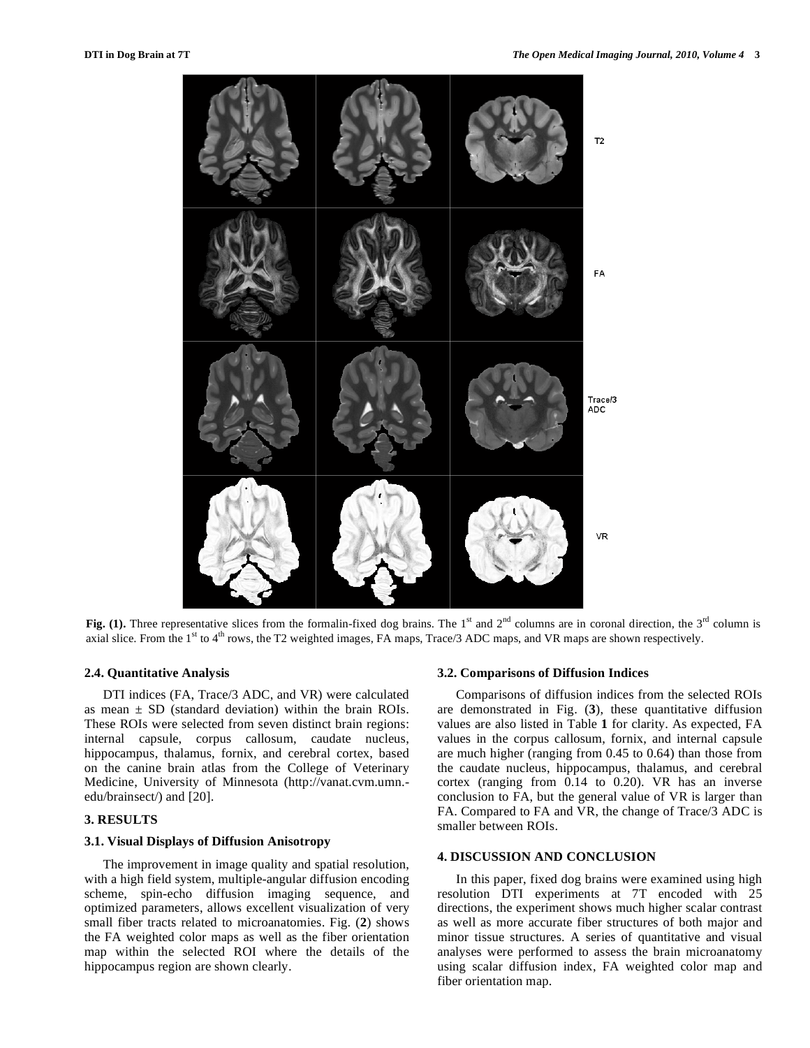**Fig. (1).** Three representative slices from the formalin-fixed dog brains. The 1st and 2nd columns are in coronal direction, the 3rd column is axial slice. From the 1st to 4th rows, the T2 weighted images, FA maps, Trace/3 ADC maps, and VR maps are shown respectively.

### 2.4. Quantitative Analysis

DTI indices (FA, Trace/3 ADC, and VR) were calculated as mean ± SD (standard deviation) within the brain ROIs. These ROIs were selected from seven distinct brain regions: internal capsule, corpus callosum, caudate nucleus, hippocampus, thalamus, fornix, and cerebral cortex, based on the canine brain atlas from the College of Veterinary Medicine, University of Minnesota (http://vanat.cvm.umn.-edu/brainsect/) and [20].

## 3. RESULTS

### 3.1. Visual Displays of Diffusion Anisotropy

The improvement in image quality and spatial resolution, with a high field system, multiple-angular diffusion encoding scheme, spin-echo diffusion imaging sequence, and optimized parameters, allows excellent visualization of very small fiber tracts related to microanatomies. Fig. (**2**) shows the FA weighted color maps as well as the fiber orientation map within the selected ROI where the details of the hippocampus region are shown clearly.

### 3.2. Comparisons of Diffusion Indices

Comparisons of diffusion indices from the selected ROIs are demonstrated in Fig. (**3**), these quantitative diffusion values are also listed in Table **1** for clarity. As expected, FA values in the corpus callosum, fornix, and internal capsule are much higher (ranging from 0.45 to 0.64) than those from the caudate nucleus, hippocampus, thalamus, and cerebral cortex (ranging from 0.14 to 0.20). VR has an inverse conclusion to FA, but the general value of VR is larger than FA. Compared to FA and VR, the change of Trace/3 ADC is smaller between ROIs.

## 4. DISCUSSION AND CONCLUSION

In this paper, fixed dog brains were examined using high resolution DTI experiments at 7T encoded with 25 directions, the experiment shows much higher scalar contrast as well as more accurate fiber structures of both major and minor tissue structures. A series of quantitative and visual analyses were performed to assess the brain microanatomy using scalar diffusion index, FA weighted color map and fiber orientation map.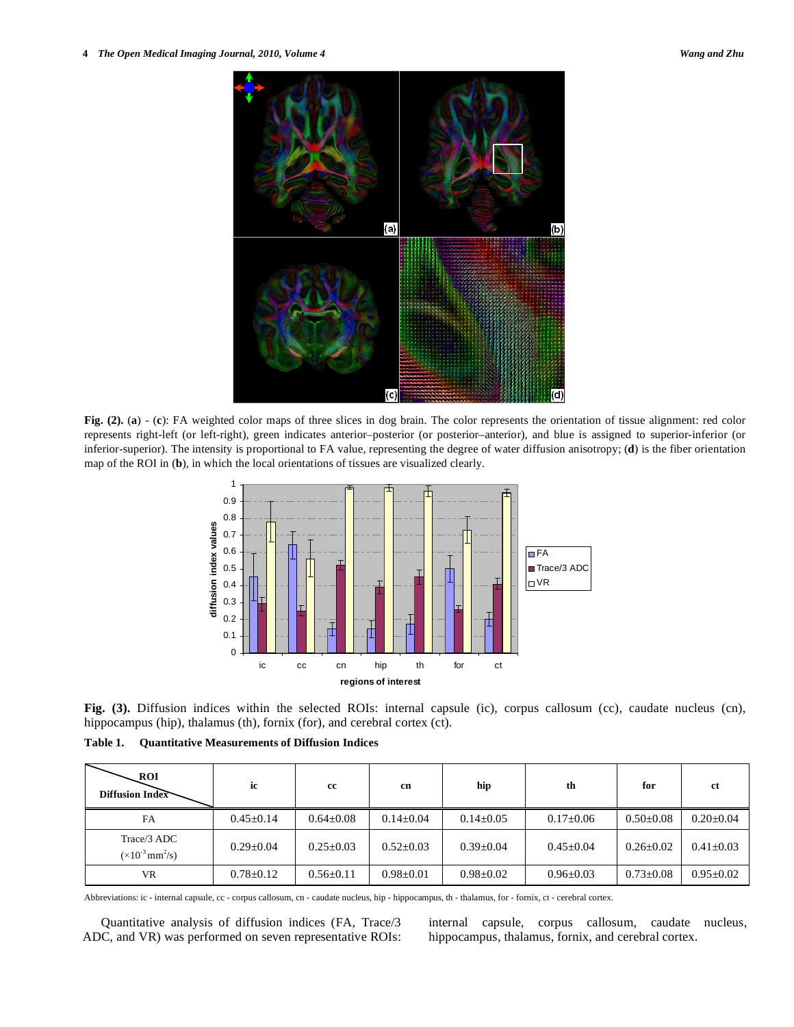**Fig. (2).** (**a**) - (**c**): FA weighted color maps of three slices in dog brain. The color represents the orientation of tissue alignment: red color represents right-left (or left-right), green indicates anterior–posterior (or posterior–anterior), and blue is assigned to superior-inferior (or inferior-superior). The intensity is proportional to FA value, representing the degree of water diffusion anisotropy; (**d**) is the fiber orientation map of the ROI in (**b**), in which the local orientations of tissues are visualized clearly.

**Fig. (3).** Diffusion indices within the selected ROIs: internal capsule (ic), corpus callosum (cc), caudate nucleus (cn), hippocampus (hip), thalamus (th), fornix (for), and cerebral cortex (ct).

**Table 1. Quantitative Measurements of Diffusion Indices**

| ROI / Diffusion Index | ic | cc | cn | hip | th | for | ct |
|---|---|---|---|---|---|---|---|
| FA | 0.45±0.14 | 0.64±0.08 | 0.14±0.04 | 0.14±0.05 | 0.17±0.06 | 0.50±0.08 | 0.20±0.04 |
| Trace/3 ADC ($\times 10^{-3}$ mm$^2$/s) | 0.29±0.04 | 0.25±0.03 | 0.52±0.03 | 0.39±0.04 | 0.45±0.04 | 0.26±0.02 | 0.41±0.03 |
| VR | 0.78±0.12 | 0.56±0.11 | 0.98±0.01 | 0.98±0.02 | 0.96±0.03 | 0.73±0.08 | 0.95±0.02 |

Abbreviations: ic - internal capsule, cc - corpus callosum, cn - caudate nucleus, hip - hippocampus, th - thalamus, for - fornix, ct - cerebral cortex.

Quantitative analysis of diffusion indices (FA, Trace/3 ADC, and VR) was performed on seven representative ROIs: internal capsule, corpus callosum, caudate nucleus, hippocampus, thalamus, fornix, and cerebral cortex.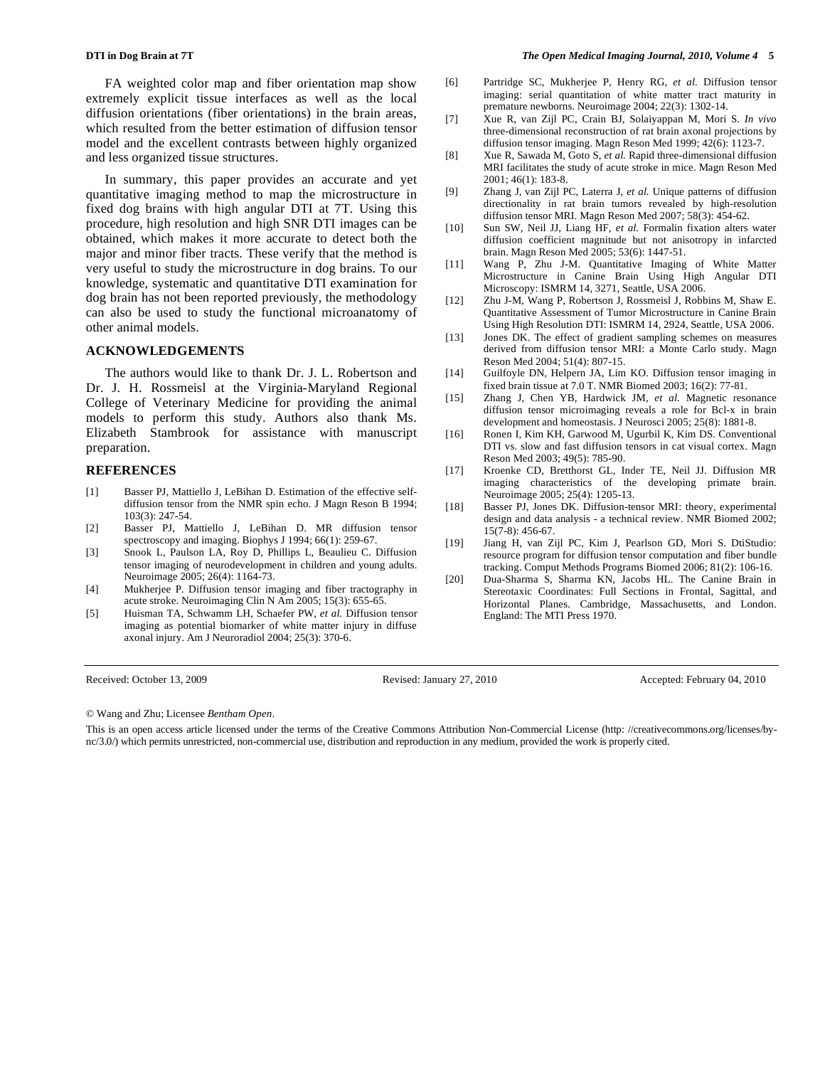FA weighted color map and fiber orientation map show extremely explicit tissue interfaces as well as the local diffusion orientations (fiber orientations) in the brain areas, which resulted from the better estimation of diffusion tensor model and the excellent contrasts between highly organized and less organized tissue structures.

In summary, this paper provides an accurate and yet quantitative imaging method to map the microstructure in fixed dog brains with high angular DTI at 7T. Using this procedure, high resolution and high SNR DTI images can be obtained, which makes it more accurate to detect both the major and minor fiber tracts. These verify that the method is very useful to study the microstructure in dog brains. To our knowledge, systematic and quantitative DTI examination for dog brain has not been reported previously, the methodology can also be used to study the functional microanatomy of other animal models.

## ACKNOWLEDGEMENTS

The authors would like to thank Dr. J. L. Robertson and Dr. J. H. Rossmeisl at the Virginia-Maryland Regional College of Veterinary Medicine for providing the animal models to perform this study. Authors also thank Ms. Elizabeth Stambrook for assistance with manuscript preparation.

## REFERENCES

[1] Basser PJ, Mattiello J, LeBihan D. Estimation of the effective self-diffusion tensor from the NMR spin echo. J Magn Reson B 1994; 103(3): 247-54.

[2] Basser PJ, Mattiello J, LeBihan D. MR diffusion tensor spectroscopy and imaging. Biophys J 1994; 66(1): 259-67.

[3] Snook L, Paulson LA, Roy D, Phillips L, Beaulieu C. Diffusion tensor imaging of neurodevelopment in children and young adults. Neuroimage 2005; 26(4): 1164-73.

[4] Mukherjee P. Diffusion tensor imaging and fiber tractography in acute stroke. Neuroimaging Clin N Am 2005; 15(3): 655-65.

[5] Huisman TA, Schwamm LH, Schaefer PW, *et al.* Diffusion tensor imaging as potential biomarker of white matter injury in diffuse axonal injury. Am J Neuroradiol 2004; 25(3): 370-6.

[6] Partridge SC, Mukherjee P, Henry RG, *et al.* Diffusion tensor imaging: serial quantitation of white matter tract maturity in premature newborns. Neuroimage 2004; 22(3): 1302-14.

[7] Xue R, van Zijl PC, Crain BJ, Solaiyappan M, Mori S. *In vivo* three-dimensional reconstruction of rat brain axonal projections by diffusion tensor imaging. Magn Reson Med 1999; 42(6): 1123-7.

[8] Xue R, Sawada M, Goto S, *et al.* Rapid three-dimensional diffusion MRI facilitates the study of acute stroke in mice. Magn Reson Med 2001; 46(1): 183-8.

[9] Zhang J, van Zijl PC, Laterra J, *et al.* Unique patterns of diffusion directionality in rat brain tumors revealed by high-resolution diffusion tensor MRI. Magn Reson Med 2007; 58(3): 454-62.

[10] Sun SW, Neil JJ, Liang HF, *et al.* Formalin fixation alters water diffusion coefficient magnitude but not anisotropy in infarcted brain. Magn Reson Med 2005; 53(6): 1447-51.

[11] Wang P, Zhu J-M. Quantitative Imaging of White Matter Microstructure in Canine Brain Using High Angular DTI Microscopy: ISMRM 14, 3271, Seattle, USA 2006.

[12] Zhu J-M, Wang P, Robertson J, Rossmeisl J, Robbins M, Shaw E. Quantitative Assessment of Tumor Microstructure in Canine Brain Using High Resolution DTI: ISMRM 14, 2924, Seattle, USA 2006.

[13] Jones DK. The effect of gradient sampling schemes on measures derived from diffusion tensor MRI: a Monte Carlo study. Magn Reson Med 2004; 51(4): 807-15.

[14] Guilfoyle DN, Helpern JA, Lim KO. Diffusion tensor imaging in fixed brain tissue at 7.0 T. NMR Biomed 2003; 16(2): 77-81.

[15] Zhang J, Chen YB, Hardwick JM, *et al.* Magnetic resonance diffusion tensor microimaging reveals a role for Bcl-x in brain development and homeostasis. J Neurosci 2005; 25(8): 1881-8.

[16] Ronen I, Kim KH, Garwood M, Ugurbil K, Kim DS. Conventional DTI vs. slow and fast diffusion tensors in cat visual cortex. Magn Reson Med 2003; 49(5): 785-90.

[17] Kroenke CD, Bretthorst GL, Inder TE, Neil JJ. Diffusion MR imaging characteristics of the developing primate brain. Neuroimage 2005; 25(4): 1205-13.

[18] Basser PJ, Jones DK. Diffusion-tensor MRI: theory, experimental design and data analysis - a technical review. NMR Biomed 2002; 15(7-8): 456-67.

[19] Jiang H, van Zijl PC, Kim J, Pearlson GD, Mori S. DtiStudio: resource program for diffusion tensor computation and fiber bundle tracking. Comput Methods Programs Biomed 2006; 81(2): 106-16.

[20] Dua-Sharma S, Sharma KN, Jacobs HL. The Canine Brain in Stereotaxic Coordinates: Full Sections in Frontal, Sagittal, and Horizontal Planes. Cambridge, Massachusetts, and London. England: The MTI Press 1970.

Received: October 13, 2009 Revised: January 27, 2010 Accepted: February 04, 2010

© Wang and Zhu; Licensee *Bentham Open*.

This is an open access article licensed under the terms of the Creative Commons Attribution Non-Commercial License (http: //creativecommons.org/licenses/by-nc/3.0/) which permits unrestricted, non-commercial use, distribution and reproduction in any medium, provided the work is properly cited.